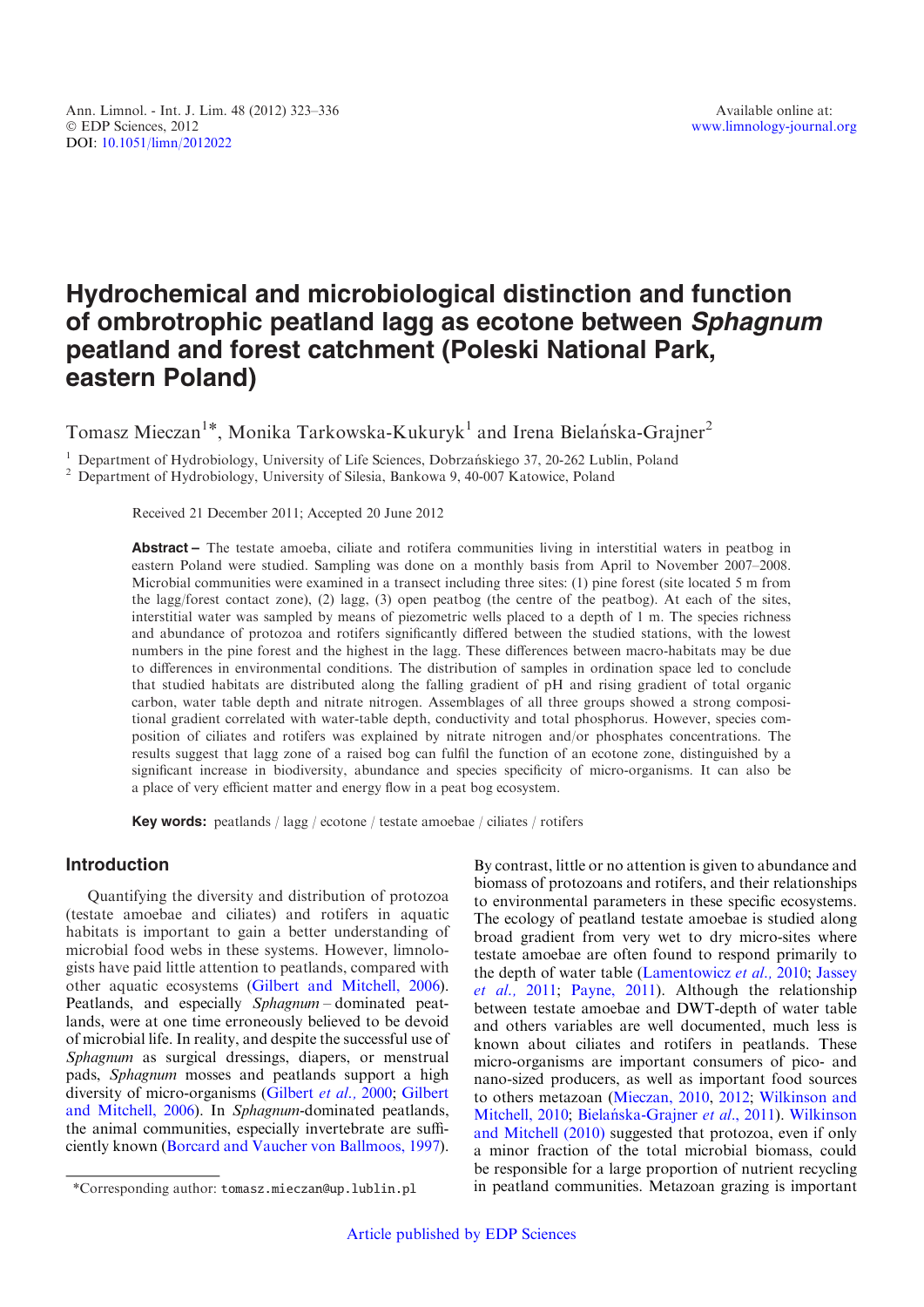# Hydrochemical and microbiological distinction and function of ombrotrophic peatland lagg as ecotone between *Sphagnum* peatland and forest catchment (Poleski National Park, eastern Poland)

Tomasz Mieczan[1]*, Monika Tarkowska-Kukuryk[1] and Irena Bielańska-Grajner[2]

[1] Department of Hydrobiology, University of Life Sciences, Dobrzańskiego 37, 20-262 Lublin, Poland
[2] Department of Hydrobiology, University of Silesia, Bankowa 9, 40-007 Katowice, Poland

Received 21 December 2011; Accepted 20 June 2012

**Abstract –** The testate amoeba, ciliate and rotifera communities living in interstitial waters in peatbog in eastern Poland were studied. Sampling was done on a monthly basis from April to November 2007–2008. Microbial communities were examined in a transect including three sites: (1) pine forest (site located 5 m from the lagg/forest contact zone), (2) lagg, (3) open peatbog (the centre of the peatbog). At each of the sites, interstitial water was sampled by means of piezometric wells placed to a depth of 1 m. The species richness and abundance of protozoa and rotifers significantly differed between the studied stations, with the lowest numbers in the pine forest and the highest in the lagg. These differences between macro-habitats may be due to differences in environmental conditions. The distribution of samples in ordination space led to conclude that studied habitats are distributed along the falling gradient of pH and rising gradient of total organic carbon, water table depth and nitrate nitrogen. Assemblages of all three groups showed a strong compositional gradient correlated with water-table depth, conductivity and total phosphorus. However, species composition of ciliates and rotifers was explained by nitrate nitrogen and/or phosphates concentrations. The results suggest that lagg zone of a raised bog can fulfil the function of an ecotone zone, distinguished by a significant increase in biodiversity, abundance and species specificity of micro-organisms. It can also be a place of very efficient matter and energy flow in a peat bog ecosystem.

**Key words:** peatlands / lagg / ecotone / testate amoebae / ciliates / rotifers

## Introduction

Quantifying the diversity and distribution of protozoa (testate amoebae and ciliates) and rotifers in aquatic habitats is important to gain a better understanding of microbial food webs in these systems. However, limnologists have paid little attention to peatlands, compared with other aquatic ecosystems (Gilbert and Mitchell, 2006). Peatlands, and especially *Sphagnum* – dominated peatlands, were at one time erroneously believed to be devoid of microbial life. In reality, and despite the successful use of *Sphagnum* as surgical dressings, diapers, or menstrual pads, *Sphagnum* mosses and peatlands support a high diversity of micro-organisms (Gilbert *et al.*, 2000; Gilbert and Mitchell, 2006). In *Sphagnum*-dominated peatlands, the animal communities, especially invertebrate are sufficiently known (Borcard and Vaucher von Ballmoos, 1997). By contrast, little or no attention is given to abundance and biomass of protozoans and rotifers, and their relationships to environmental parameters in these specific ecosystems. The ecology of peatland testate amoebae is studied along broad gradient from very wet to dry micro-sites where testate amoebae are often found to respond primarily to the depth of water table (Lamentowicz *et al.*, 2010; Jassey *et al.*, 2011; Payne, 2011). Although the relationship between testate amoebae and DWT-depth of water table and others variables are well documented, much less is known about ciliates and rotifers in peatlands. These micro-organisms are important consumers of pico- and nano-sized producers, as well as important food sources to others metazoan (Mieczan, 2010, 2012; Wilkinson and Mitchell, 2010; Bielańska-Grajner *et al.*, 2011). Wilkinson and Mitchell (2010) suggested that protozoa, even if only a minor fraction of the total microbial biomass, could be responsible for a large proportion of nutrient recycling in peatland communities. Metazoan grazing is important

*Corresponding author: tomasz.mieczan@up.lublin.pl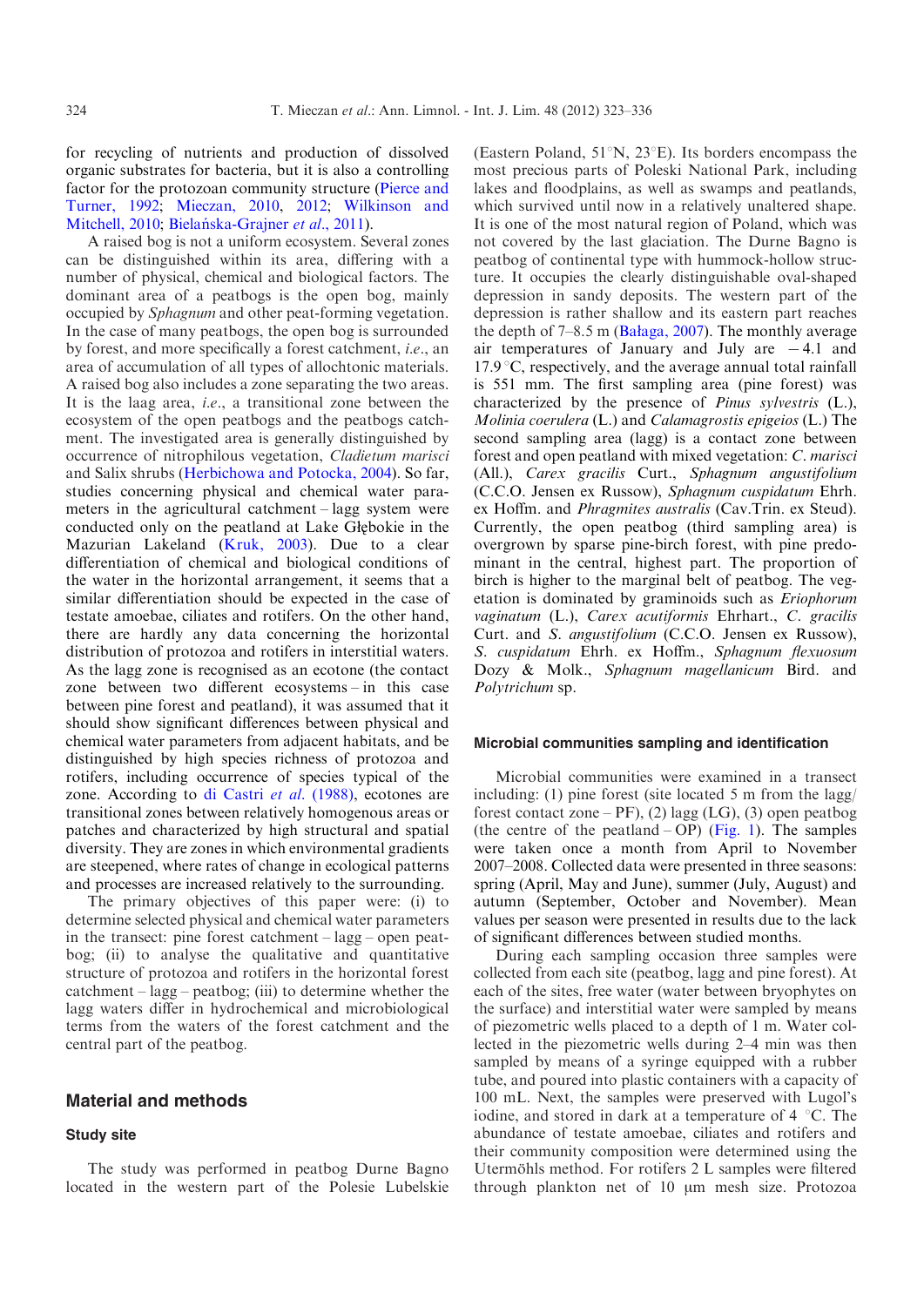for recycling of nutrients and production of dissolved organic substrates for bacteria, but it is also a controlling factor for the protozoan community structure (Pierce and Turner, 1992; Mieczan, 2010, 2012; Wilkinson and Mitchell, 2010; Bielańska-Grajner *et al*., 2011).

A raised bog is not a uniform ecosystem. Several zones can be distinguished within its area, differing with a number of physical, chemical and biological factors. The dominant area of a peatbogs is the open bog, mainly occupied by *Sphagnum* and other peat-forming vegetation. In the case of many peatbogs, the open bog is surrounded by forest, and more specifically a forest catchment, *i.e*., an area of accumulation of all types of allochtonic materials. A raised bog also includes a zone separating the two areas. It is the laag area, *i.e*., a transitional zone between the ecosystem of the open peatbogs and the peatbogs catchment. The investigated area is generally distinguished by occurrence of nitrophilous vegetation, *Cladietum marisci* and Salix shrubs (Herbichowa and Potocka, 2004). So far, studies concerning physical and chemical water parameters in the agricultural catchment – lagg system were conducted only on the peatland at Lake Głębokie in the Mazurian Lakeland (Kruk, 2003). Due to a clear differentiation of chemical and biological conditions of the water in the horizontal arrangement, it seems that a similar differentiation should be expected in the case of testate amoebae, ciliates and rotifers. On the other hand, there are hardly any data concerning the horizontal distribution of protozoa and rotifers in interstitial waters. As the lagg zone is recognised as an ecotone (the contact zone between two different ecosystems – in this case between pine forest and peatland), it was assumed that it should show significant differences between physical and chemical water parameters from adjacent habitats, and be distinguished by high species richness of protozoa and rotifers, including occurrence of species typical of the zone. According to di Castri *et al*. (1988), ecotones are transitional zones between relatively homogenous areas or patches and characterized by high structural and spatial diversity. They are zones in which environmental gradients are steepened, where rates of change in ecological patterns and processes are increased relatively to the surrounding.

The primary objectives of this paper were: (i) to determine selected physical and chemical water parameters in the transect: pine forest catchment – lagg – open peatbog; (ii) to analyse the qualitative and quantitative structure of protozoa and rotifers in the horizontal forest catchment – lagg – peatbog; (iii) to determine whether the lagg waters differ in hydrochemical and microbiological terms from the waters of the forest catchment and the central part of the peatbog.

## Material and methods

### Study site

The study was performed in peatbog Durne Bagno located in the western part of the Polesie Lubelskie (Eastern Poland, 51°N, 23°E). Its borders encompass the most precious parts of Poleski National Park, including lakes and floodplains, as well as swamps and peatlands, which survived until now in a relatively unaltered shape. It is one of the most natural region of Poland, which was not covered by the last glaciation. The Durne Bagno is peatbog of continental type with hummock-hollow structure. It occupies the clearly distinguishable oval-shaped depression in sandy deposits. The western part of the depression is rather shallow and its eastern part reaches the depth of 7–8.5 m (Bałaga, 2007). The monthly average air temperatures of January and July are −4.1 and 17.9 °C, respectively, and the average annual total rainfall is 551 mm. The first sampling area (pine forest) was characterized by the presence of *Pinus sylvestris* (L.), *Molinia coerulera* (L.) and *Calamagrostis epigeios* (L.) The second sampling area (lagg) is a contact zone between forest and open peatland with mixed vegetation: *C. marisci* (All.), *Carex gracilis* Curt., *Sphagnum angustifolium* (C.C.O. Jensen ex Russow), *Sphagnum cuspidatum* Ehrh. ex Hoffm. and *Phragmites australis* (Cav.Trin. ex Steud). Currently, the open peatbog (third sampling area) is overgrown by sparse pine-birch forest, with pine predominant in the central, highest part. The proportion of birch is higher to the marginal belt of peatbog. The vegetation is dominated by graminoids such as *Eriophorum vaginatum* (L.), *Carex acutiformis* Ehrhart., *C. gracilis* Curt. and *S. angustifolium* (C.C.O. Jensen ex Russow), *S. cuspidatum* Ehrh. ex Hoffm., *Sphagnum flexuosum* Dozy & Molk., *Sphagnum magellanicum* Bird. and *Polytrichum* sp.

### Microbial communities sampling and identification

Microbial communities were examined in a transect including: (1) pine forest (site located 5 m from the lagg/forest contact zone – PF), (2) lagg (LG), (3) open peatbog (the centre of the peatland – OP) (Fig. 1). The samples were taken once a month from April to November 2007–2008. Collected data were presented in three seasons: spring (April, May and June), summer (July, August) and autumn (September, October and November). Mean values per season were presented in results due to the lack of significant differences between studied months.

During each sampling occasion three samples were collected from each site (peatbog, lagg and pine forest). At each of the sites, free water (water between bryophytes on the surface) and interstitial water were sampled by means of piezometric wells placed to a depth of 1 m. Water collected in the piezometric wells during 2–4 min was then sampled by means of a syringe equipped with a rubber tube, and poured into plastic containers with a capacity of 100 mL. Next, the samples were preserved with Lugol's iodine, and stored in dark at a temperature of 4 °C. The abundance of testate amoebae, ciliates and rotifers and their community composition were determined using the Utermöhls method. For rotifers 2 L samples were filtered through plankton net of 10 μm mesh size. Protozoa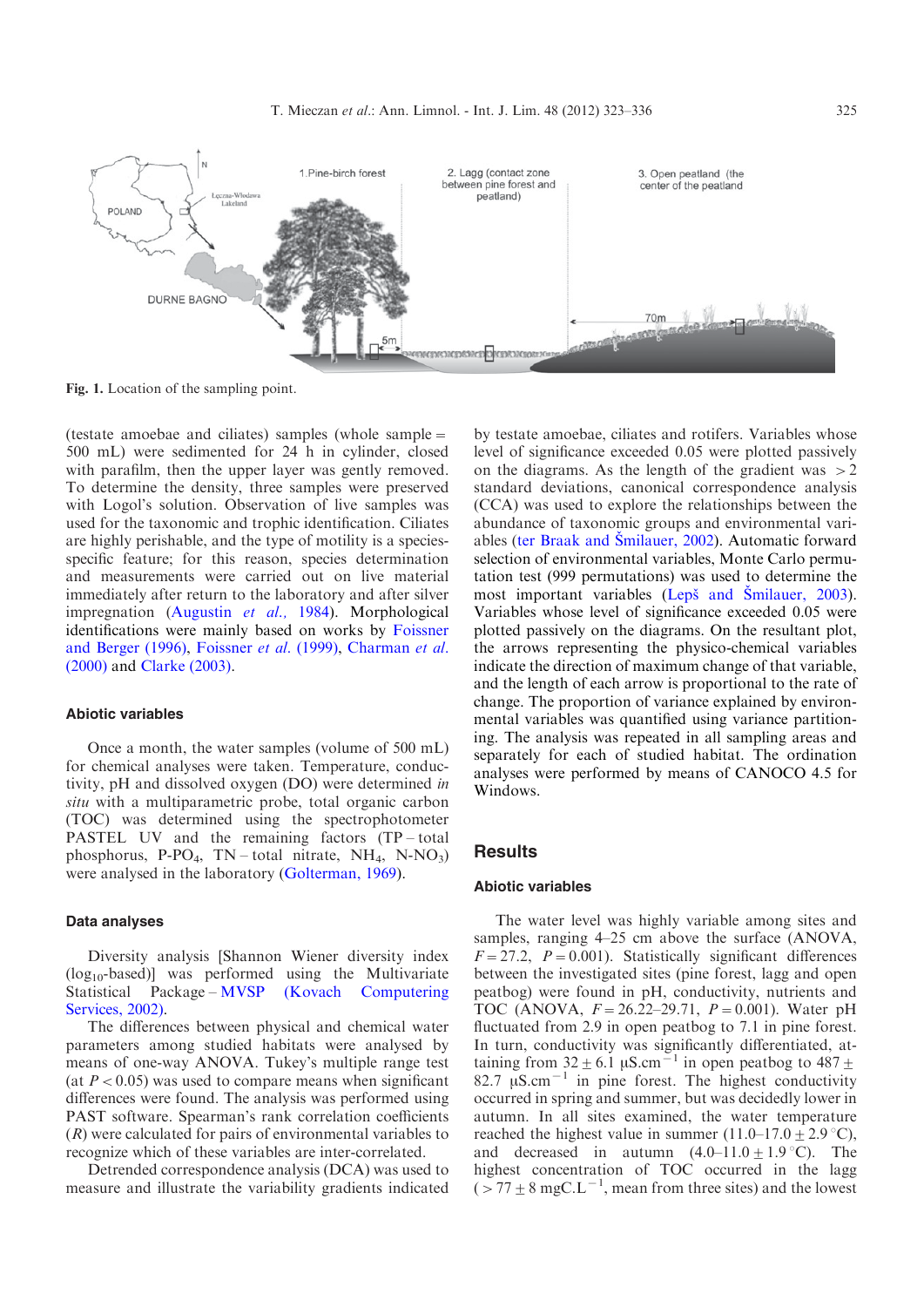Fig. 1. Location of the sampling point.

(testate amoebae and ciliates) samples (whole sample = 500 mL) were sedimented for 24 h in cylinder, closed with parafilm, then the upper layer was gently removed. To determine the density, three samples were preserved with Logol's solution. Observation of live samples was used for the taxonomic and trophic identification. Ciliates are highly perishable, and the type of motility is a species-specific feature; for this reason, species determination and measurements were carried out on live material immediately after return to the laboratory and after silver impregnation (Augustin *et al.,* 1984). Morphological identifications were mainly based on works by Foissner and Berger (1996), Foissner *et al.* (1999), Charman *et al.* (2000) and Clarke (2003).

### Abiotic variables

Once a month, the water samples (volume of 500 mL) for chemical analyses were taken. Temperature, conductivity, pH and dissolved oxygen (DO) were determined *in situ* with a multiparametric probe, total organic carbon (TOC) was determined using the spectrophotometer PASTEL UV and the remaining factors (TP – total phosphorus, P-$PO_4$, TN – total nitrate, $NH_4$, N-$NO_3$) were analysed in the laboratory (Golterman, 1969).

### Data analyses

Diversity analysis [Shannon Wiener diversity index ($log_{10}$-based)] was performed using the Multivariate Statistical Package – MVSP (Kovach Computering Services, 2002).

The differences between physical and chemical water parameters among studied habitats were analysed by means of one-way ANOVA. Tukey's multiple range test (at $P < 0.05$) was used to compare means when significant differences were found. The analysis was performed using PAST software. Spearman's rank correlation coefficients ($R$) were calculated for pairs of environmental variables to recognize which of these variables are inter-correlated.

Detrended correspondence analysis (DCA) was used to measure and illustrate the variability gradients indicated by testate amoebae, ciliates and rotifers. Variables whose level of significance exceeded 0.05 were plotted passively on the diagrams. As the length of the gradient was $> 2$ standard deviations, canonical correspondence analysis (CCA) was used to explore the relationships between the abundance of taxonomic groups and environmental variables (ter Braak and Šmilauer, 2002). Automatic forward selection of environmental variables, Monte Carlo permutation test (999 permutations) was used to determine the most important variables (Lepš and Šmilauer, 2003). Variables whose level of significance exceeded 0.05 were plotted passively on the diagrams. On the resultant plot, the arrows representing the physico-chemical variables indicate the direction of maximum change of that variable, and the length of each arrow is proportional to the rate of change. The proportion of variance explained by environmental variables was quantified using variance partitioning. The analysis was repeated in all sampling areas and separately for each of studied habitat. The ordination analyses were performed by means of CANOCO 4.5 for Windows.

## Results

### Abiotic variables

The water level was highly variable among sites and samples, ranging 4–25 cm above the surface (ANOVA, $F = 27.2$, $P = 0.001$). Statistically significant differences between the investigated sites (pine forest, lagg and open peatbog) were found in pH, conductivity, nutrients and TOC (ANOVA, $F = 26.22$–$29.71$, $P = 0.001$). Water pH fluctuated from 2.9 in open peatbog to 7.1 in pine forest. In turn, conductivity was significantly differentiated, attaining from $32 \pm 6.1$ $\mu S.cm^{-1}$ in open peatbog to $487 \pm 82.7$ $\mu S.cm^{-1}$ in pine forest. The highest conductivity occurred in spring and summer, but was decidedly lower in autumn. In all sites examined, the water temperature reached the highest value in summer ($11.0$–$17.0 \pm 2.9$ °C), and decreased in autumn ($4.0$–$11.0 \pm 1.9$ °C). The highest concentration of TOC occurred in the lagg ($> 77 \pm 8$ $mgC.L^{-1}$, mean from three sites) and the lowest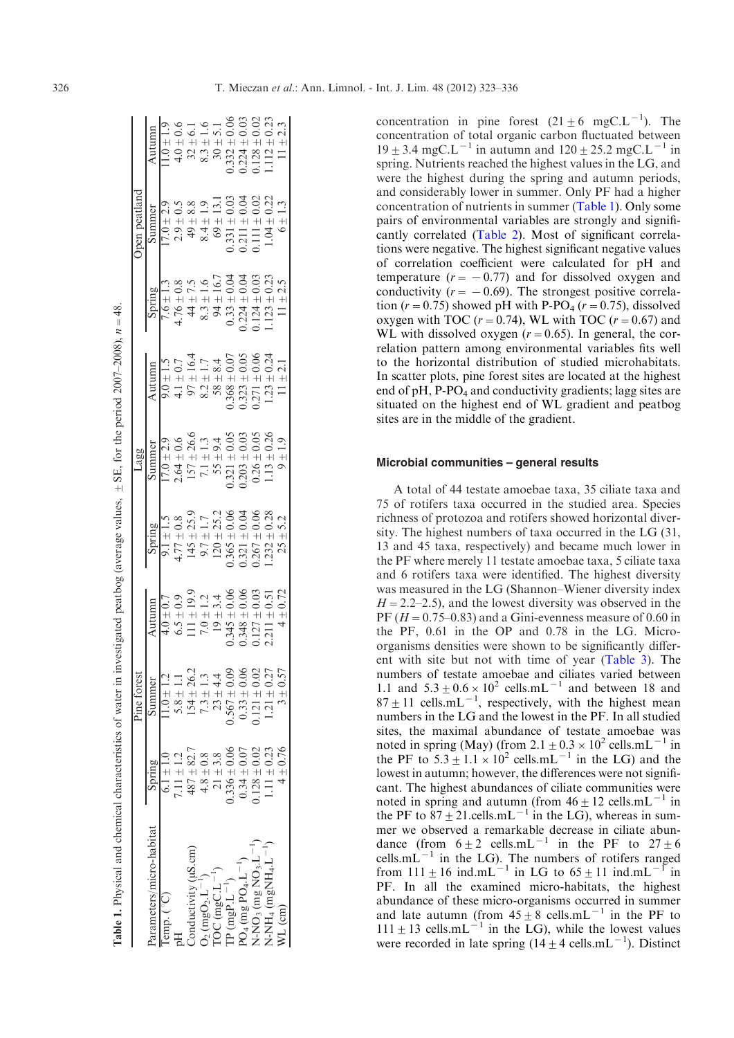**Table 1.** Physical and chemical characteristics of water in investigated peatbog (average values, ± SE, for the period 2007–2008), $n = 48$.

| Parameters/micro-habitat | Pine forest | | | Lagg | | | Open peatland | | |
|---|---|---|---|---|---|---|---|---|---|
| | Spring | Summer | Autumn | Spring | Summer | Autumn | Spring | Summer | Autumn |
| Temp. (°C) | 6.1 ± 1.0 | 11.0 ± 1.2 | 4.0 ± 0.7 | 9.1 ± 1.5 | 17.0 ± 2.9 | 9.0 ± 1.5 | 7.6 ± 1.3 | 17.0 ± 2.9 | 11.0 ± 1.9 |
| pH | 7.11 ± 1.2 | 5.8 ± 1.1 | 6.5 ± 0.9 | 4.77 ± 0.8 | 2.64 ± 0.6 | 4.1 ± 0.7 | 4.76 ± 0.8 | 2.9 ± 0.5 | 4.0 ± 0.6 |
| Conductivity (μS.cm) | 487 ± 82.7 | 154 ± 26.2 | 111 ± 19.9 | 145 ± 25.9 | 157 ± 26.6 | 97 ± 16.4 | 44 ± 7.5 | 49 ± 8.8 | 32 ± 6.1 |
| $O_2$ ($mgO_2.L^{-1}$) | 4.8 ± 0.8 | 7.3 ± 1.3 | 7.0 ± 1.2 | 9.7 ± 1.7 | 7.1 ± 1.3 | 8.2 ± 1.7 | 8.3 ± 1.6 | 8.4 ± 1.9 | 8.3 ± 1.6 |
| TOC ($mgC.L^{-1}$) | 21 ± 3.8 | 23 ± 4.4 | 19 ± 3.4 | 120 ± 25.2 | 55 ± 9.4 | 58 ± 8.4 | 94 ± 16.7 | 69 ± 13.1 | 30 ± 5.1 |
| TP ($mgP.L^{-1}$) | 0.336 ± 0.06 | 0.567 ± 0.09 | 0.345 ± 0.06 | 0.365 ± 0.06 | 0.321 ± 0.05 | 0.368 ± 0.07 | 0.33 ± 0.04 | 0.331 ± 0.03 | 0.332 ± 0.06 |
| $PO_4$ ($mg\ PO_4.L^{-1}$) | 0.34 ± 0.07 | 0.33 ± 0.06 | 0.348 ± 0.06 | 0.321 ± 0.04 | 0.203 ± 0.03 | 0.323 ± 0.05 | 0.224 ± 0.04 | 0.211 ± 0.04 | 0.224 ± 0.03 |
| N-$NO_3$ ($mg\ NO_3.L^{-1}$) | 0.128 ± 0.02 | 0.121 ± 0.02 | 0.127 ± 0.03 | 0.267 ± 0.06 | 0.26 ± 0.05 | 0.271 ± 0.06 | 0.124 ± 0.03 | 0.111 ± 0.02 | 0.128 ± 0.02 |
| N-$NH_4$ ($mgNH_4.L^{-1}$) | 1.11 ± 0.23 | 1.21 ± 0.27 | 2.211 ± 0.51 | 1.232 ± 0.28 | 1.13 ± 0.26 | 1.23 ± 0.24 | 1.123 ± 0.23 | 1.04 ± 0.22 | 1.112 ± 0.23 |
| WL (cm) | 4 ± 0.76 | 3 ± 0.57 | 4 ± 0.72 | 25 ± 5.2 | 9 ± 1.9 | 11 ± 2.1 | 11 ± 2.5 | 6 ± 1.3 | 11 ± 2.3 |

concentration in pine forest (21 ± 6 $mgC.L^{-1}$). The concentration of total organic carbon fluctuated between 19 ± 3.4 $mgC.L^{-1}$ in autumn and 120 ± 25.2 $mgC.L^{-1}$ in spring. Nutrients reached the highest values in the LG, and were the highest during the spring and autumn periods, and considerably lower in summer. Only PF had a higher concentration of nutrients in summer (Table 1). Only some pairs of environmental variables are strongly and significantly correlated (Table 2). Most of significant correlations were negative. The highest significant negative values of correlation coefficient were calculated for pH and temperature ($r = -0.77$) and for dissolved oxygen and conductivity ($r = -0.69$). The strongest positive correlation ($r = 0.75$) showed pH with P-$PO_4$ ($r = 0.75$), dissolved oxygen with TOC ($r = 0.74$), WL with TOC ($r = 0.67$) and WL with dissolved oxygen ($r = 0.65$). In general, the correlation pattern among environmental variables fits well to the horizontal distribution of studied microhabitats. In scatter plots, pine forest sites are located at the highest end of pH, P-$PO_4$ and conductivity gradients; lagg sites are situated on the highest end of WL gradient and peatbog sites are in the middle of the gradient.

### Microbial communities – general results

A total of 44 testate amoebae taxa, 35 ciliate taxa and 75 of rotifers taxa occurred in the studied area. Species richness of protozoa and rotifers showed horizontal diversity. The highest numbers of taxa occurred in the LG (31, 13 and 45 taxa, respectively) and became much lower in the PF where merely 11 testate amoebae taxa, 5 ciliate taxa and 6 rotifers taxa were identified. The highest diversity was measured in the LG (Shannon–Wiener diversity index $H = 2.2$–$2.5$), and the lowest diversity was observed in the PF ($H = 0.75$–$0.83$) and a Gini-evenness measure of 0.60 in the PF, 0.61 in the OP and 0.78 in the LG. Microorganisms densities were shown to be significantly different with site but not with time of year (Table 3). The numbers of testate amoebae and ciliates varied between 1.1 and $5.3 \pm 0.6 \times 10^2$ $cells.mL^{-1}$ and between 18 and 87 ± 11 $cells.mL^{-1}$, respectively, with the highest mean numbers in the LG and the lowest in the PF. In all studied sites, the maximal abundance of testate amoebae was noted in spring (May) (from $2.1 \pm 0.3 \times 10^2$ $cells.mL^{-1}$ in the PF to $5.3 \pm 1.1 \times 10^2$ $cells.mL^{-1}$ in the LG) and the lowest in autumn; however, the differences were not significant. The highest abundances of ciliate communities were noted in spring and autumn (from 46 ± 12 $cells.mL^{-1}$ in the PF to 87 ± 21.$cells.mL^{-1}$ in the LG), whereas in summer we observed a remarkable decrease in ciliate abundance (from 6 ± 2 $cells.mL^{-1}$ in the PF to 27 ± 6 $cells.mL^{-1}$ in the LG). The numbers of rotifers ranged from 111 ± 16 $ind.mL^{-1}$ in LG to 65 ± 11 $ind.mL^{-1}$ in PF. In all the examined micro-habitats, the highest abundance of these micro-organisms occurred in summer and late autumn (from 45 ± 8 $cells.mL^{-1}$ in the PF to 111 ± 13 $cells.mL^{-1}$ in the LG), while the lowest values were recorded in late spring (14 ± 4 $cells.mL^{-1}$). Distinct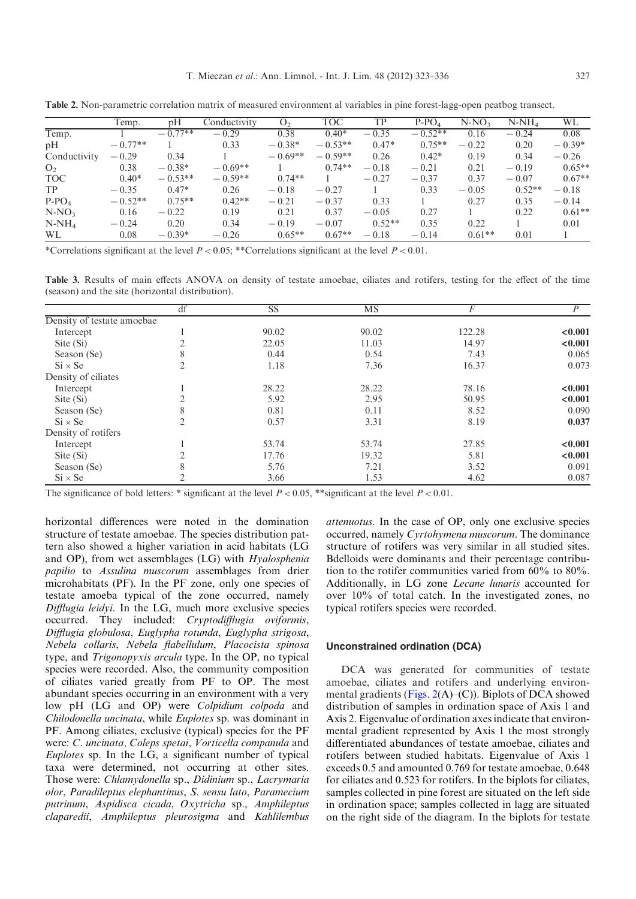**Table 2.** Non-parametric correlation matrix of measured environment al variables in pine forest-lagg-open peatbog transect.

| | Temp. | pH | Conductivity | $O_2$ | TOC | TP | $P\text{-}PO_4$ | $N\text{-}NO_3$ | $N\text{-}NH_4$ | WL |
|---|---|---|---|---|---|---|---|---|---|---|
| Temp. | 1 | −0.77** | −0.29 | 0.38 | 0.40* | −0.35 | −0.52** | 0.16 | −0.24 | 0.08 |
| pH | −0.77** | 1 | 0.33 | −0.38* | −0.53** | 0.47* | 0.75** | −0.22 | 0.20 | −0.39* |
| Conductivity | −0.29 | 0.34 | 1 | −0.69** | −0.59** | 0.26 | 0.42* | 0.19 | 0.34 | −0.26 |
| $O_2$ | 0.38 | −0.38* | −0.69** | 1 | 0.74** | −0.18 | −0.21 | 0.21 | −0.19 | 0.65** |
| TOC | 0.40* | −0.53** | −0.59** | 0.74** | 1 | −0.27 | −0.37 | 0.37 | −0.07 | 0.67** |
| TP | −0.35 | 0.47* | 0.26 | −0.18 | −0.27 | 1 | 0.33 | −0.05 | 0.52** | −0.18 |
| $P\text{-}PO_4$ | −0.52** | 0.75** | 0.42** | −0.21 | −0.37 | 0.33 | 1 | 0.27 | 0.35 | −0.14 |
| $N\text{-}NO_3$ | 0.16 | −0.22 | 0.19 | 0.21 | 0.37 | −0.05 | 0.27 | 1 | 0.22 | 0.61** |
| $N\text{-}NH_4$ | −0.24 | 0.20 | 0.34 | −0.19 | −0.07 | 0.52** | 0.35 | 0.22 | 1 | 0.01 |
| WL | 0.08 | −0.39* | −0.26 | 0.65** | 0.67** | −0.18 | −0.14 | 0.61** | 0.01 | 1 |

*Correlations significant at the level $P < 0.05$; **Correlations significant at the level $P < 0.01$.

**Table 3.** Results of main effects ANOVA on density of testate amoebae, ciliates and rotifers, testing for the effect of the time (season) and the site (horizontal distribution).

| | df | SS | MS | $F$ | $P$ |
|---|---|---|---|---|---|
| Density of testate amoebae | | | | | |
| Intercept | 1 | 90.02 | 90.02 | 122.28 | **<0.001** |
| Site (Si) | 2 | 22.05 | 11.03 | 14.97 | **<0.001** |
| Season (Se) | 8 | 0.44 | 0.54 | 7.43 | 0.065 |
| Si × Se | 2 | 1.18 | 7.36 | 16.37 | 0.073 |
| Density of ciliates | | | | | |
| Intercept | 1 | 28.22 | 28.22 | 78.16 | **<0.001** |
| Site (Si) | 2 | 5.92 | 2.95 | 50.95 | **<0.001** |
| Season (Se) | 8 | 0.81 | 0.11 | 8.52 | 0.090 |
| Si × Se | 2 | 0.57 | 3.31 | 8.19 | **0.037** |
| Density of rotifers | | | | | |
| Intercept | 1 | 53.74 | 53.74 | 27.85 | **<0.001** |
| Site (Si) | 2 | 17.76 | 19.32 | 5.81 | **<0.001** |
| Season (Se) | 8 | 5.76 | 7.21 | 3.52 | 0.091 |
| Si × Se | 2 | 3.66 | 1.53 | 4.62 | 0.087 |

The significance of bold letters: * significant at the level $P < 0.05$, **significant at the level $P < 0.01$.

horizontal differences were noted in the domination structure of testate amoebae. The species distribution pattern also showed a higher variation in acid habitats (LG and OP), from wet assemblages (LG) with *Hyalosphenia papilio* to *Assulina muscorum* assemblages from drier microhabitats (PF). In the PF zone, only one species of testate amoeba typical of the zone occurred, namely *Difflugia leidyi*. In the LG, much more exclusive species occurred. They included: *Cryptodifflugia oviformis*, *Difflugia globulosa*, *Euglypha rotunda*, *Euglypha strigosa*, *Nebela collaris*, *Nebela flabellulum*, *Placocista spinosa* type, and *Trigonopyxis arcula* type. In the OP, no typical species were recorded. Also, the community composition of ciliates varied greatly from PF to OP. The most abundant species occurring in an environment with a very low pH (LG and OP) were *Colpidium colpoda* and *Chilodonella uncinata*, while *Euplotes* sp. was dominant in PF. Among ciliates, exclusive (typical) species for the PF were: *C. uncinata, Coleps spetai*, *Vorticella companula* and *Euplotes* sp. In the LG, a significant number of typical taxa were determined, not occurring at other sites. Those were: *Chlamydonella* sp., *Didinium* sp., *Lacrymaria olor*, *Paradileptus elephantinus*, *S. sensu lato*, *Paramecium putrinum*, *Aspidisca cicada*, *Oxytricha* sp., *Amphileptus claparedii*, *Amphileptus pleurosigma* and *Kahlilembus attenuotus*. In the case of OP, only one exclusive species occurred, namely *Cyrtohymena muscorum*. The dominance structure of rotifers was very similar in all studied sites. Bdelloids were dominants and their percentage contribution to the rotifer communities varied from 60% to 80%. Additionally, in LG zone *Lecane lunaris* accounted for over 10% of total catch. In the investigated zones, no typical rotifers species were recorded.

### Unconstrained ordination (DCA)

DCA was generated for communities of testate amoebae, ciliates and rotifers and underlying environmental gradients (Figs. 2(A)–(C)). Biplots of DCA showed distribution of samples in ordination space of Axis 1 and Axis 2. Eigenvalue of ordination axes indicate that environmental gradient represented by Axis 1 the most strongly differentiated abundances of testate amoebae, ciliates and rotifers between studied habitats. Eigenvalue of Axis 1 exceeds 0.5 and amounted 0.769 for testate amoebae, 0.648 for ciliates and 0.523 for rotifers. In the biplots for ciliates, samples collected in pine forest are situated on the left side in ordination space; samples collected in lagg are situated on the right side of the diagram. In the biplots for testate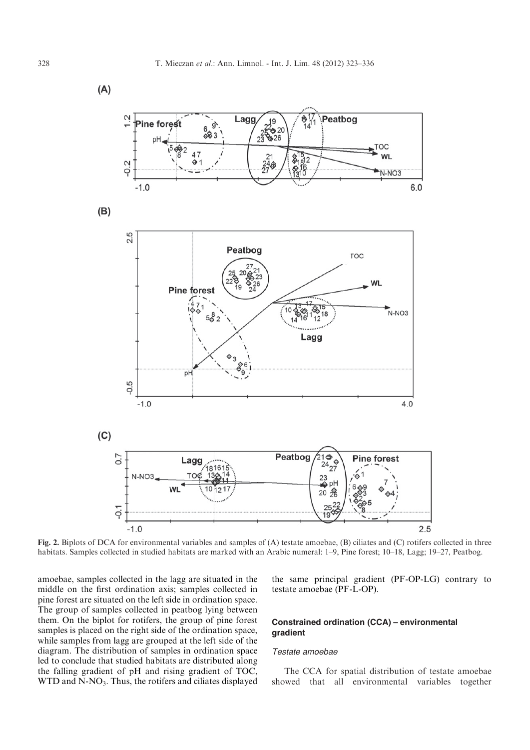**Fig. 2.** Biplots of DCA for environmental variables and samples of (A) testate amoebae, (B) ciliates and (C) rotifers collected in three habitats. Samples collected in studied habitats are marked with an Arabic numeral: 1–9, Pine forest; 10–18, Lagg; 19–27, Peatbog.

amoebae, samples collected in the lagg are situated in the middle on the first ordination axis; samples collected in pine forest are situated on the left side in ordination space. The group of samples collected in peatbog lying between them. On the biplot for rotifers, the group of pine forest samples is placed on the right side of the ordination space, while samples from lagg are grouped at the left side of the diagram. The distribution of samples in ordination space led to conclude that studied habitats are distributed along the falling gradient of pH and rising gradient of TOC, WTD and $N\text{-}NO_3$. Thus, the rotifers and ciliates displayed the same principal gradient (PF-OP-LG) contrary to testate amoebae (PF-L-OP).

## Constrained ordination (CCA) – environmental gradient

### *Testate amoebae*

The CCA for spatial distribution of testate amoebae showed that all environmental variables together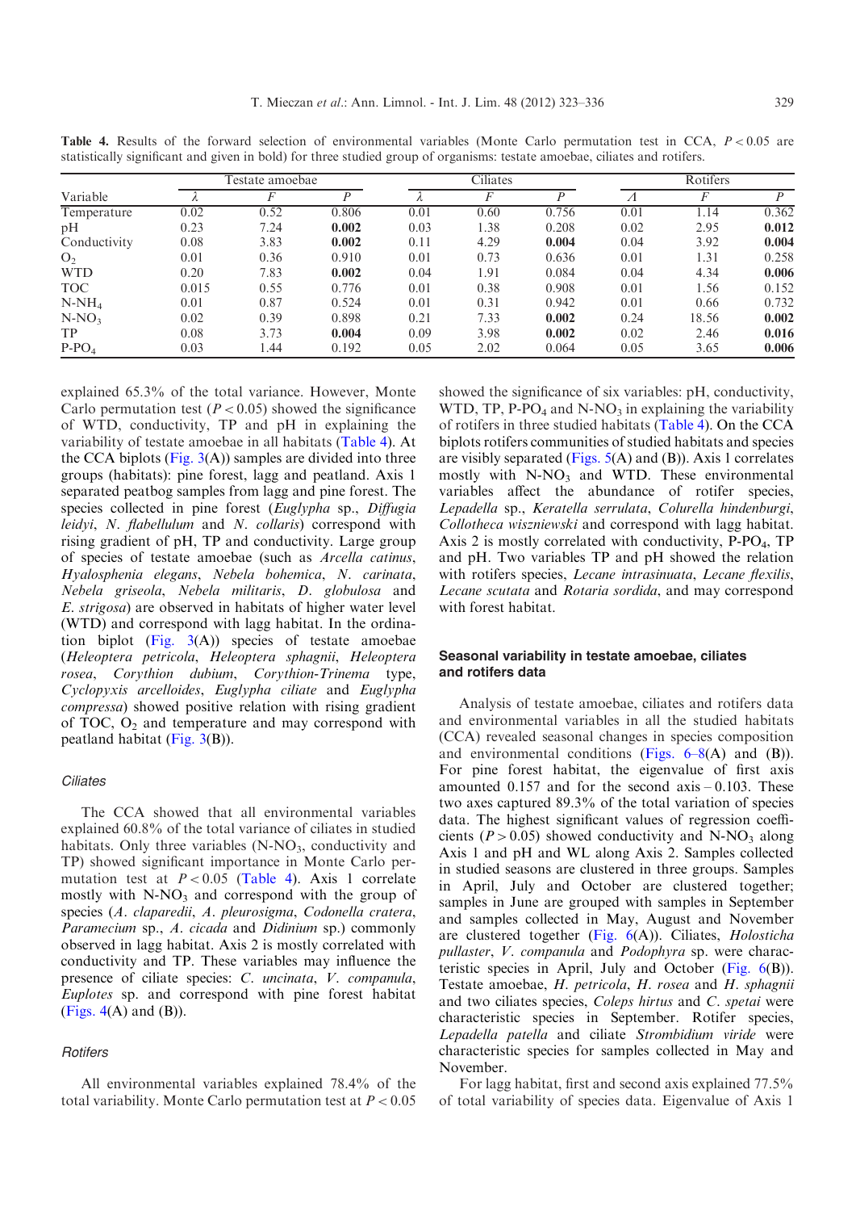**Table 4.** Results of the forward selection of environmental variables (Monte Carlo permutation test in CCA, $P < 0.05$ are statistically significant and given in bold) for three studied group of organisms: testate amoebae, ciliates and rotifers.

| Variable | Testate amoebae | | | Ciliates | | | Rotifers | | |
|---|---|---|---|---|---|---|---|---|---|
| | $\lambda$ | $F$ | $P$ | $\lambda$ | $F$ | $P$ | $\Lambda$ | $F$ | $P$ |
| Temperature | 0.02 | 0.52 | 0.806 | 0.01 | 0.60 | 0.756 | 0.01 | 1.14 | 0.362 |
| pH | 0.23 | 7.24 | **0.002** | 0.03 | 1.38 | 0.208 | 0.02 | 2.95 | **0.012** |
| Conductivity | 0.08 | 3.83 | **0.002** | 0.11 | 4.29 | **0.004** | 0.04 | 3.92 | **0.004** |
| $O_2$ | 0.01 | 0.36 | 0.910 | 0.01 | 0.73 | 0.636 | 0.01 | 1.31 | 0.258 |
| WTD | 0.20 | 7.83 | **0.002** | 0.04 | 1.91 | 0.084 | 0.04 | 4.34 | **0.006** |
| TOC | 0.015 | 0.55 | 0.776 | 0.01 | 0.38 | 0.908 | 0.01 | 1.56 | 0.152 |
| N-$NH_4$ | 0.01 | 0.87 | 0.524 | 0.01 | 0.31 | 0.942 | 0.01 | 0.66 | 0.732 |
| N-$NO_3$ | 0.02 | 0.39 | 0.898 | 0.21 | 7.33 | **0.002** | 0.24 | 18.56 | **0.002** |
| TP | 0.08 | 3.73 | **0.004** | 0.09 | 3.98 | **0.002** | 0.02 | 2.46 | **0.016** |
| P-$PO_4$ | 0.03 | 1.44 | 0.192 | 0.05 | 2.02 | 0.064 | 0.05 | 3.65 | **0.006** |

explained 65.3% of the total variance. However, Monte Carlo permutation test ($P < 0.05$) showed the significance of WTD, conductivity, TP and pH in explaining the variability of testate amoebae in all habitats (Table 4). At the CCA biplots (Fig. 3(A)) samples are divided into three groups (habitats): pine forest, lagg and peatland. Axis 1 separated peatbog samples from lagg and pine forest. The species collected in pine forest (*Euglypha* sp., *Diffugia leidyi*, *N. flabellulum* and *N. collaris*) correspond with rising gradient of pH, TP and conductivity. Large group of species of testate amoebae (such as *Arcella catinus*, *Hyalosphenia elegans*, *Nebela bohemica*, *N. carinata*, *Nebela griseola*, *Nebela militaris*, *D. globulosa* and *E. strigosa*) are observed in habitats of higher water level (WTD) and correspond with lagg habitat. In the ordination biplot (Fig. 3(A)) species of testate amoebae (*Heleoptera petricola*, *Heleoptera sphagnii*, *Heleoptera rosea*, *Corythion dubium*, *Corythion-Trinema* type, *Cyclopyxis arcelloides*, *Euglypha ciliate* and *Euglypha compressa*) showed positive relation with rising gradient of TOC, $O_2$ and temperature and may correspond with peatland habitat (Fig. 3(B)).

### Ciliates

The CCA showed that all environmental variables explained 60.8% of the total variance of ciliates in studied habitats. Only three variables (N-$NO_3$, conductivity and TP) showed significant importance in Monte Carlo permutation test at $P < 0.05$ (Table 4). Axis 1 correlate mostly with N-$NO_3$ and correspond with the group of species (*A. claparedii*, *A. pleurosigma*, *Codonella cratera*, *Paramecium* sp., *A. cicada* and *Didinium* sp.) commonly observed in lagg habitat. Axis 2 is mostly correlated with conductivity and TP. These variables may influence the presence of ciliate species: *C. uncinata*, *V. companula*, *Euplotes* sp. and correspond with pine forest habitat (Figs. 4(A) and (B)).

### Rotifers

All environmental variables explained 78.4% of the total variability. Monte Carlo permutation test at $P < 0.05$ showed the significance of six variables: pH, conductivity, WTD, TP, P-$PO_4$ and N-$NO_3$ in explaining the variability of rotifers in three studied habitats (Table 4). On the CCA biplots rotifers communities of studied habitats and species are visibly separated (Figs. 5(A) and (B)). Axis 1 correlates mostly with N-$NO_3$ and WTD. These environmental variables affect the abundance of rotifer species, *Lepadella* sp., *Keratella serrulata*, *Colurella hindenburgi*, *Collotheca wiszniewski* and correspond with lagg habitat. Axis 2 is mostly correlated with conductivity, P-$PO_4$, TP and pH. Two variables TP and pH showed the relation with rotifers species, *Lecane intrasinuata*, *Lecane flexilis*, *Lecane scutata* and *Rotaria sordida*, and may correspond with forest habitat.

## Seasonal variability in testate amoebae, ciliates and rotifers data

Analysis of testate amoebae, ciliates and rotifers data and environmental variables in all the studied habitats (CCA) revealed seasonal changes in species composition and environmental conditions (Figs. 6–8(A) and (B)). For pine forest habitat, the eigenvalue of first axis amounted 0.157 and for the second axis – 0.103. These two axes captured 89.3% of the total variation of species data. The highest significant values of regression coefficients ($P > 0.05$) showed conductivity and N-$NO_3$ along Axis 1 and pH and WL along Axis 2. Samples collected in studied seasons are clustered in three groups. Samples in April, July and October are clustered together; samples in June are grouped with samples in September and samples collected in May, August and November are clustered together (Fig. 6(A)). Ciliates, *Holosticha pullaster*, *V. companula* and *Podophyra* sp. were characteristic species in April, July and October (Fig. 6(B)). Testate amoebae, *H. petricola*, *H. rosea* and *H. sphagnii* and two ciliates species, *Coleps hirtus* and *C. spetai* were characteristic species in September. Rotifer species, *Lepadella patella* and ciliate *Strombidium viride* were characteristic species for samples collected in May and November.

For lagg habitat, first and second axis explained 77.5% of total variability of species data. Eigenvalue of Axis 1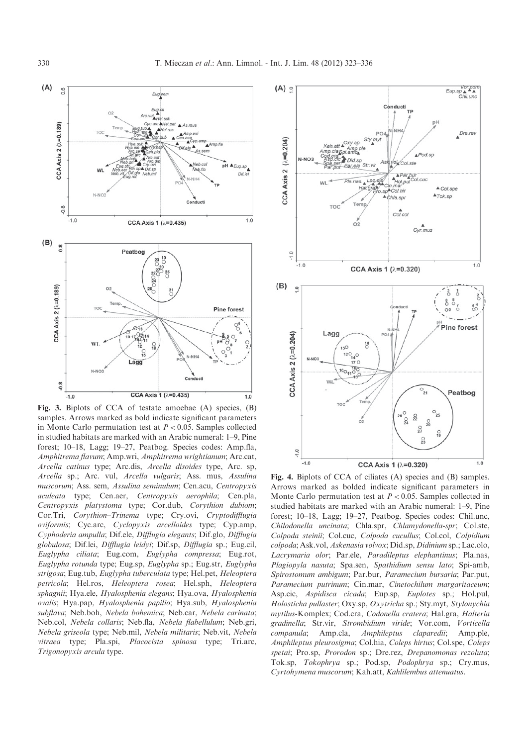**Fig. 3.** Biplots of CCA of testate amoebae (A) species, (B) samples. Arrows marked as bold indicate significant parameters in Monte Carlo permutation test at $P < 0.05$. Samples collected in studied habitats are marked with an Arabic numeral: 1–9, Pine forest; 10–18, Lagg; 19–27, Peatbog. Species codes: Amp.fla, *Amphitrema flavum*; Amp.wri, *Amphitrema wrightianum*; Arc.cat, *Arcella catinus* type; Arc.dis, *Arcella disoides* type, Arc. sp, *Arcella* sp.; Arc. vul, *Arcella vulgaris*; Ass. mus, *Assulina muscorum*; Ass. sem, *Assulina seminulum*; Cen.acu, *Centropyxis aculeata* type; Cen.aer, *Centropyxis aerophila*; Cen.pla, *Centropyxis platystoma* type; Cor.dub, *Corythion dubiom*; Cor.Tri, *Corythion–Trinema* type; Cry.ovi, *Cryptodifflugia oviformis*; Cyc.arc, *Cyclopyxis arcelloides* type; Cyp.amp, *Cyphoderia ampulla*; Dif.ele, *Difflugia elegants*; Dif.glo, *Difflugia globulosa*; Dif.lei, *Difflugia leidyi*; Dif.sp, *Difflugia* sp.; Eug.cil, *Euglypha ciliata*; Eug.com, *Euglypha compressa*; Eug.rot, *Euglypha rotunda* type; Eug.sp, *Euglypha* sp.; Eug.str, *Euglypha strigosa*; Eug.tub, *Euglypha tuberculata* type; Hel.pet, *Heleoptera petricola*; Hel.ros, *Heleoptera rosea*; Hel.sph, *Heleoptera sphagnii*; Hya.ele, *Hyalosphenia elegans*; Hya.ova, *Hyalosphenia ovalis*; Hya.pap, *Hyalosphenia papilio*; Hya.sub, *Hyalosphenia subflava*; Neb.boh, *Nebela bohemica*; Neb.car, *Nebela carinata*; Neb.col, *Nebela collaris*; Neb.fla, *Nebela flabellulum*; Neb.gri, *Nebela griseola* type; Neb.mil, *Nebela militaris*; Neb.vit, *Nebela vitraea* type; Pla.spi, *Placocista spinosa* type; Tri.arc, *Trigonopyxis arcula* type.

**Fig. 4.** Biplots of CCA of ciliates (A) species and (B) samples. Arrows marked as bolded indicate significant parameters in Monte Carlo permutation test at $P < 0.05$. Samples collected in studied habitats are marked with an Arabic numeral: 1–9, Pine forest; 10–18, Lagg; 19–27, Peatbog. Species codes: Chil.unc, *Chilodonella uncinata*; Chla.spr, *Chlamydonella-spr*; Col.ste, *Colpoda steinii*; Col.cuc, *Colpoda cucullus*; Col.col, *Colpidium colpoda*; Ask.vol, *Askenasia volvox*; Did.sp, *Didinium* sp.; Lac.olo, *Lacrymaria olor*; Par.ele, *Paradileptus elephantinus*; Pla.nas, *Plagiopyla nasuta*; Spa.sen, *Spathidium sensu lato*; Spi-amb, *Spirostomum ambigum*; Par.bur, *Paramecium bursaria*; Par.put, *Paramecium putrinum*; Cin.mar, *Cinetochilum margaritaceum*; Asp.cic, *Aspidisca cicada*; Eup.sp, *Euplotes* sp.; Hol.pul, *Holosticha pullaster*; Oxy.sp, *Oxytricha* sp.; Sty.myt, *Stylonychia mytilus*-Komplex; Cod.cra, *Codonella cratera*; Hal.gra, *Halteria gradinella*; Str.vir, *Strombidium viride*; Vor.com, *Vorticella companula*; Amp.cla, *Amphileptus claparedii*; Amp.ple, *Amphileptus pleurosigma*; Col.hia, *Coleps hirtus*; Col.spe, *Coleps spetai*; Pro.sp, *Prorodon* sp.; Dre.rez, *Drepanomonas rezoluta*; Tok.sp, *Tokophrya* sp.; Pod.sp, *Podophrya* sp.; Cry.mus, *Cyrtohymena muscorum*; Kah.att, *Kahlilembus attenuatus*.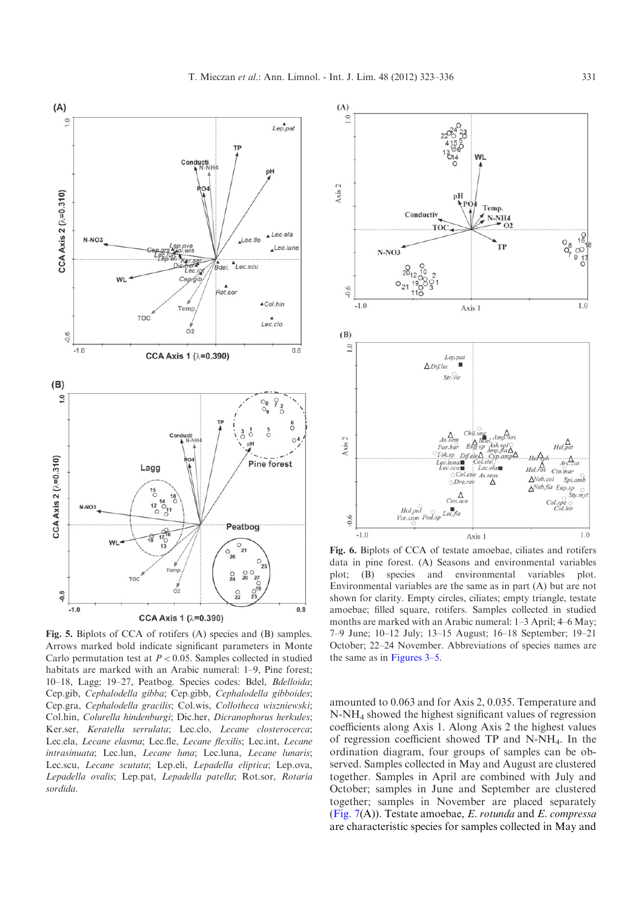**Fig. 5.** Biplots of CCA of rotifers (A) species and (B) samples. Arrows marked bold indicate significant parameters in Monte Carlo permutation test at $P < 0.05$. Samples collected in studied habitats are marked with an Arabic numeral: 1–9, Pine forest; 10–18, Lagg; 19–27, Peatbog. Species codes: Bdel, *Bdelloida*; Cep.gib, *Cephalodella gibba*; Cep.gibb, *Cephalodella gibboides*; Cep.gra, *Cephalodella gracilis*; Col.wis, *Collotheca wiszniewskii*; Col.hin, *Colurella hindenburgi*; Dic.her, *Dicranophorus herkules*; Ker.ser, *Keratella serrulata*; Lec.clo, *Lecane closterocerca*; Lec.ela, *Lecane elasma*; Lec.fle, *Lecane flexilis*; Lec.int, *Lecane intrasinuata*; Lec.lun, *Lecane luna*; Lec.luna, *Lecane lunaris*; Lec.scu, *Lecane scutata*; Lep.eli, *Lepadella eliptica*; Lep.ova, *Lepadella ovalis*; Lep.pat, *Lepadella patella*; Rot.sor, *Rotaria sordida*.

**Fig. 6.** Biplots of CCA of testate amoebae, ciliates and rotifers data in pine forest. (A) Seasons and environmental variables plot; (B) species and environmental variables plot. Environmental variables are the same as in part (A) but are not shown for clarity. Empty circles, ciliates; empty triangle, testate amoebae; filled square, rotifers. Samples collected in studied months are marked with an Arabic numeral: 1–3 April; 4–6 May; 7–9 June; 10–12 July; 13–15 August; 16–18 September; 19–21 October; 22–24 November. Abbreviations of species names are the same as in Figures 3–5.

amounted to 0.063 and for Axis 2, 0.035. Temperature and $N\text{-}NH_4$ showed the highest significant values of regression coefficients along Axis 1. Along Axis 2 the highest values of regression coefficient showed TP and $N\text{-}NH_4$. In the ordination diagram, four groups of samples can be observed. Samples collected in May and August are clustered together. Samples in April are combined with July and October; samples in June and September are clustered together; samples in November are placed separately (Fig. 7(A)). Testate amoebae, *E. rotunda* and *E. compressa* are characteristic species for samples collected in May and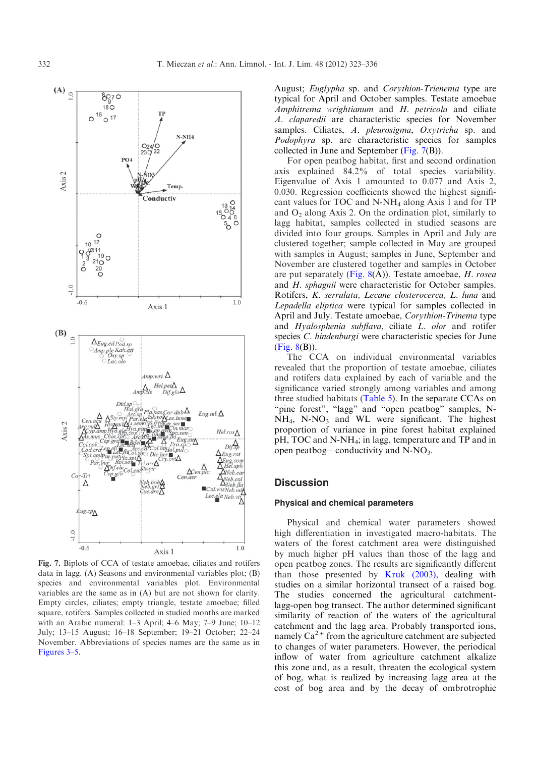Fig. 7. Biplots of CCA of testate amoebae, ciliates and rotifers data in lagg. (A) Seasons and environmental variables plot; (B) species and environmental variables plot. Environmental variables are the same as in (A) but are not shown for clarity. Empty circles, ciliates; empty triangle, testate amoebae; filled square, rotifers. Samples collected in studied months are marked with an Arabic numeral: 1–3 April; 4–6 May; 7–9 June; 10–12 July; 13–15 August; 16–18 September; 19–21 October; 22–24 November. Abbreviations of species names are the same as in Figures 3–5.

August; *Euglypha* sp. and *Corythion-Trienema* type are typical for April and October samples. Testate amoebae *Amphitrema wrightianum* and *H. petricola* and ciliate *A. claparedii* are characteristic species for November samples. Ciliates, *A. pleurosigma*, *Oxytricha* sp. and *Podophyra* sp. are characteristic species for samples collected in June and September (Fig. 7(B)).

For open peatbog habitat, first and second ordination axis explained 84.2% of total species variability. Eigenvalue of Axis 1 amounted to 0.077 and Axis 2, 0.030. Regression coefficients showed the highest significant values for TOC and N-$NH_4$ along Axis 1 and for TP and $O_2$ along Axis 2. On the ordination plot, similarly to lagg habitat, samples collected in studied seasons are divided into four groups. Samples in April and July are clustered together; sample collected in May are grouped with samples in August; samples in June, September and November are clustered together and samples in October are put separately (Fig. 8(A)). Testate amoebae, *H. rosea* and *H. sphagnii* were characteristic for October samples. Rotifers, *K. serrulata, Lecane closterocerca, L. luna* and *Lepadella eliptica* were typical for samples collected in April and July. Testate amoebae, *Corythion-Trinema* type and *Hyalosphenia subflava*, ciliate *L. olor* and rotifer species *C. hindenburgi* were characteristic species for June (Fig. 8(B)).

The CCA on individual environmental variables revealed that the proportion of testate amoebae, ciliates and rotifers data explained by each of variable and the significance varied strongly among variables and among three studied habitats (Table 5). In the separate CCAs on "pine forest", "lagg" and "open peatbog" samples, N-$NH_4$, N-$NO_3$ and WL were significant. The highest proportion of variance in pine forest habitat explained pH, TOC and N-$NH_4$; in lagg, temperature and TP and in open peatbog – conductivity and N-$NO_3$.

## Discussion

### Physical and chemical parameters

Physical and chemical water parameters showed high differentiation in investigated macro-habitats. The waters of the forest catchment area were distinguished by much higher pH values than those of the lagg and open peatbog zones. The results are significantly different than those presented by Kruk (2003), dealing with studies on a similar horizontal transect of a raised bog. The studies concerned the agricultural catchment-lagg-open bog transect. The author determined significant similarity of reaction of the waters of the agricultural catchment and the lagg area. Probably transported ions, namely $Ca^{2+}$ from the agriculture catchment are subjected to changes of water parameters. However, the periodical inflow of water from agriculture catchment alkalize this zone and, as a result, threaten the ecological system of bog, what is realized by increasing lagg area at the cost of bog area and by the decay of ombrotrophic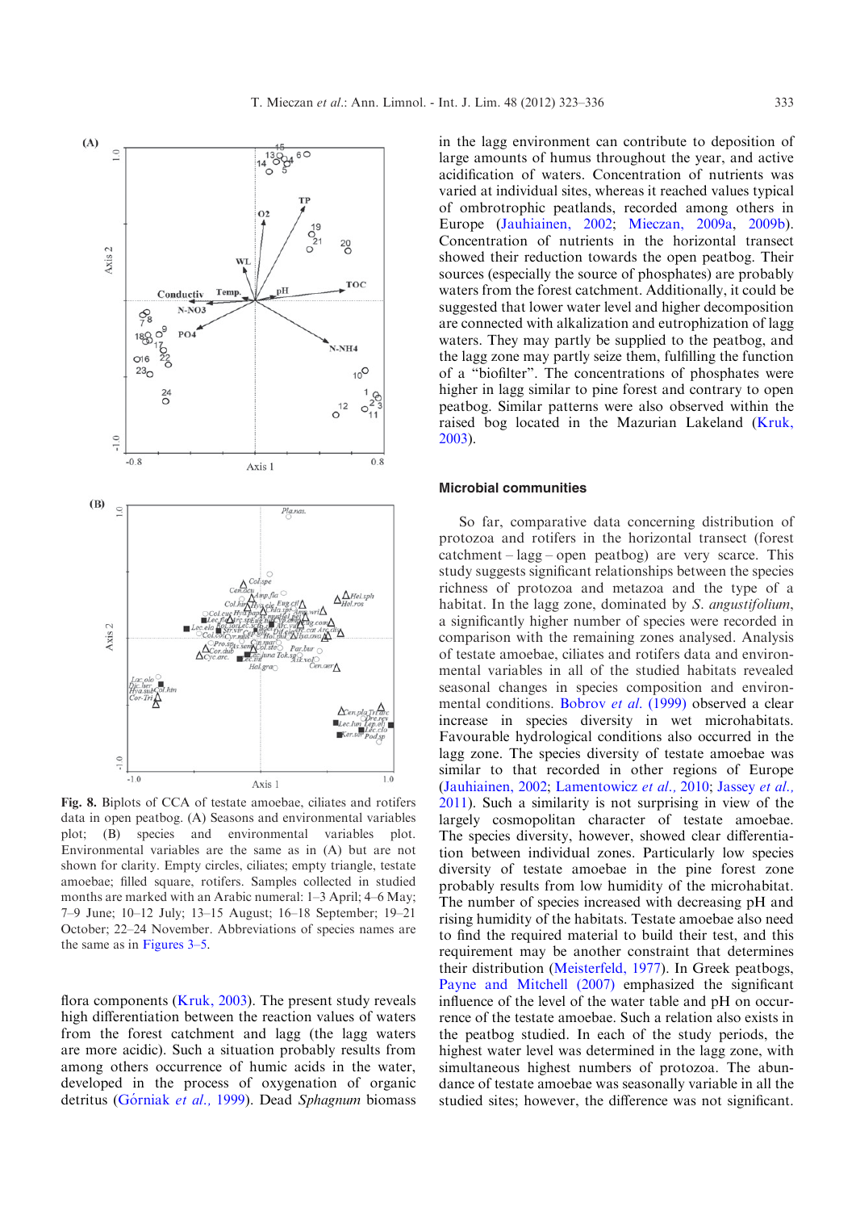**Fig. 8.** Biplots of CCA of testate amoebae, ciliates and rotifers data in open peatbog. (A) Seasons and environmental variables plot; (B) species and environmental variables plot. Environmental variables are the same as in (A) but are not shown for clarity. Empty circles, ciliates; empty triangle, testate amoebae; filled square, rotifers. Samples collected in studied months are marked with an Arabic numeral: 1–3 April; 4–6 May; 7–9 June; 10–12 July; 13–15 August; 16–18 September; 19–21 October; 22–24 November. Abbreviations of species names are the same as in Figures 3–5.

flora components (Kruk, 2003). The present study reveals high differentiation between the reaction values of waters from the forest catchment and lagg (the lagg waters are more acidic). Such a situation probably results from among others occurrence of humic acids in the water, developed in the process of oxygenation of organic detritus (Górniak *et al.*, 1999). Dead *Sphagnum* biomass in the lagg environment can contribute to deposition of large amounts of humus throughout the year, and active acidification of waters. Concentration of nutrients was varied at individual sites, whereas it reached values typical of ombrotrophic peatlands, recorded among others in Europe (Jauhiainen, 2002; Mieczan, 2009a, 2009b). Concentration of nutrients in the horizontal transect showed their reduction towards the open peatbog. Their sources (especially the source of phosphates) are probably waters from the forest catchment. Additionally, it could be suggested that lower water level and higher decomposition are connected with alkalization and eutrophication of lagg waters. They may partly be supplied to the peatbog, and the lagg zone may partly seize them, fulfilling the function of a "biofilter". The concentrations of phosphates were higher in lagg similar to pine forest and contrary to open peatbog. Similar patterns were also observed within the raised bog located in the Mazurian Lakeland (Kruk, 2003).

## Microbial communities

So far, comparative data concerning distribution of protozoa and rotifers in the horizontal transect (forest catchment – lagg – open peatbog) are very scarce. This study suggests significant relationships between the species richness of protozoa and metazoa and the type of a habitat. In the lagg zone, dominated by *S. angustifolium*, a significantly higher number of species were recorded in comparison with the remaining zones analysed. Analysis of testate amoebae, ciliates and rotifers data and environmental variables in all of the studied habitats revealed seasonal changes in species composition and environmental conditions. Bobrov *et al.* (1999) observed a clear increase in species diversity in wet microhabitats. Favourable hydrological conditions also occurred in the lagg zone. The species diversity of testate amoebae was similar to that recorded in other regions of Europe (Jauhiainen, 2002; Lamentowicz *et al.*, 2010; Jassey *et al.*, 2011). Such a similarity is not surprising in view of the largely cosmopolitan character of testate amoebae. The species diversity, however, showed clear differentiation between individual zones. Particularly low species diversity of testate amoebae in the pine forest zone probably results from low humidity of the microhabitat. The number of species increased with decreasing pH and rising humidity of the habitats. Testate amoebae also need to find the required material to build their test, and this requirement may be another constraint that determines their distribution (Meisterfeld, 1977). In Greek peatbogs, Payne and Mitchell (2007) emphasized the significant influence of the level of the water table and pH on occurrence of the testate amoebae. Such a relation also exists in the peatbog studied. In each of the study periods, the highest water level was determined in the lagg zone, with simultaneous highest numbers of protozoa. The abundance of testate amoebae was seasonally variable in all the studied sites; however, the difference was not significant.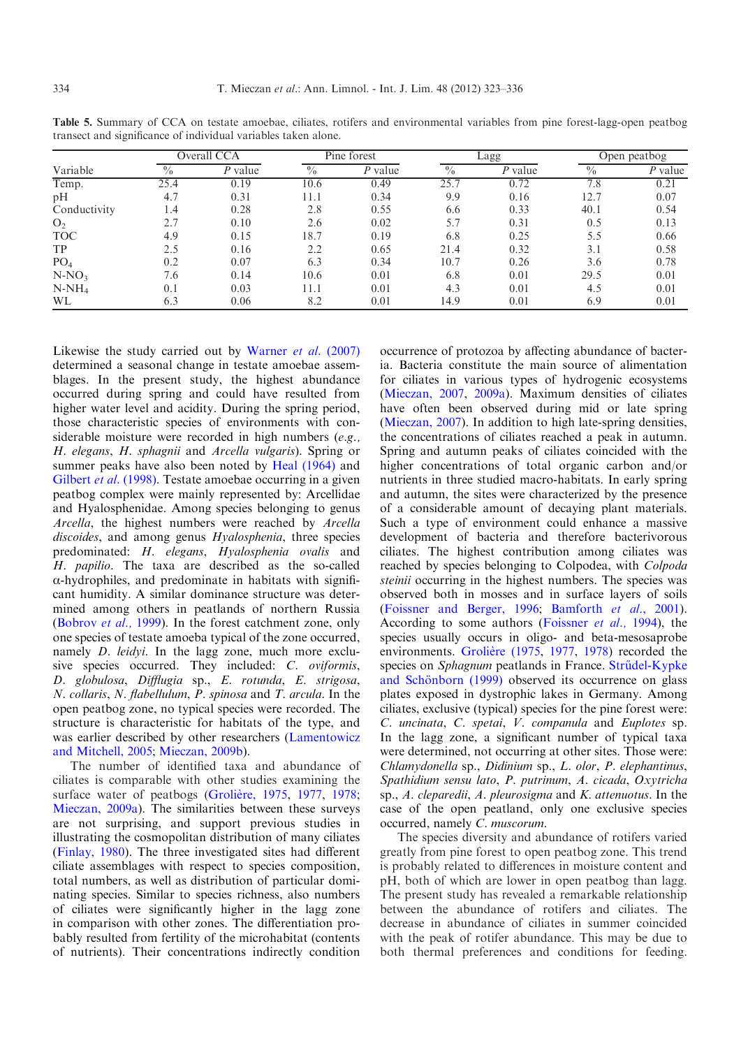**Table 5.** Summary of CCA on testate amoebae, ciliates, rotifers and environmental variables from pine forest-lagg-open peatbog transect and significance of individual variables taken alone.

| | Overall CCA | | Pine forest | | Lagg | | Open peatbog | |
|---|---|---|---|---|---|---|---|---|
| Variable | % | *P* value | % | *P* value | % | *P* value | % | *P* value |
| Temp. | 25.4 | 0.19 | 10.6 | 0.49 | 25.7 | 0.72 | 7.8 | 0.21 |
| pH | 4.7 | 0.31 | 11.1 | 0.34 | 9.9 | 0.16 | 12.7 | 0.07 |
| Conductivity | 1.4 | 0.28 | 2.8 | 0.55 | 6.6 | 0.33 | 40.1 | 0.54 |
| $O_2$ | 2.7 | 0.10 | 2.6 | 0.02 | 5.7 | 0.31 | 0.5 | 0.13 |
| TOC | 4.9 | 0.15 | 18.7 | 0.19 | 6.8 | 0.25 | 5.5 | 0.66 |
| TP | 2.5 | 0.16 | 2.2 | 0.65 | 21.4 | 0.32 | 3.1 | 0.58 |
| $PO_4$ | 0.2 | 0.07 | 6.3 | 0.34 | 10.7 | 0.26 | 3.6 | 0.78 |
| $N\text{-}NO_3$ | 7.6 | 0.14 | 10.6 | 0.01 | 6.8 | 0.01 | 29.5 | 0.01 |
| $N\text{-}NH_4$ | 0.1 | 0.03 | 11.1 | 0.01 | 4.3 | 0.01 | 4.5 | 0.01 |
| WL | 6.3 | 0.06 | 8.2 | 0.01 | 14.9 | 0.01 | 6.9 | 0.01 |

Likewise the study carried out by Warner *et al.* (2007) determined a seasonal change in testate amoebae assemblages. In the present study, the highest abundance occurred during spring and could have resulted from higher water level and acidity. During the spring period, those characteristic species of environments with considerable moisture were recorded in high numbers (*e.g.*, *H. elegans*, *H. sphagnii* and *Arcella vulgaris*). Spring or summer peaks have also been noted by Heal (1964) and Gilbert *et al.* (1998). Testate amoebae occurring in a given peatbog complex were mainly represented by: Arcellidae and Hyalosphenidae. Among species belonging to genus *Arcella*, the highest numbers were reached by *Arcella discoides*, and among genus *Hyalosphenia*, three species predominated: *H. elegans*, *Hyalosphenia ovalis* and *H. papilio*. The taxa are described as the so-called α-hydrophiles, and predominate in habitats with significant humidity. A similar dominance structure was determined among others in peatlands of northern Russia (Bobrov *et al.,* 1999). In the forest catchment zone, only one species of testate amoeba typical of the zone occurred, namely *D. leidyi*. In the lagg zone, much more exclusive species occurred. They included: *C. oviformis*, *D. globulosa*, *Difflugia* sp., *E. rotunda*, *E. strigosa*, *N. collaris*, *N. flabellulum*, *P. spinosa* and *T. arcula*. In the open peatbog zone, no typical species were recorded. The structure is characteristic for habitats of the type, and was earlier described by other researchers (Lamentowicz and Mitchell, 2005; Mieczan, 2009b).

The number of identified taxa and abundance of ciliates is comparable with other studies examining the surface water of peatbogs (Grolière, 1975, 1977, 1978; Mieczan, 2009a). The similarities between these surveys are not surprising, and support previous studies in illustrating the cosmopolitan distribution of many ciliates (Finlay, 1980). The three investigated sites had different ciliate assemblages with respect to species composition, total numbers, as well as distribution of particular dominating species. Similar to species richness, also numbers of ciliates were significantly higher in the lagg zone in comparison with other zones. The differentiation probably resulted from fertility of the microhabitat (contents of nutrients). Their concentrations indirectly condition occurrence of protozoa by affecting abundance of bacteria. Bacteria constitute the main source of alimentation for ciliates in various types of hydrogenic ecosystems (Mieczan, 2007, 2009a). Maximum densities of ciliates have often been observed during mid or late spring (Mieczan, 2007). In addition to high late-spring densities, the concentrations of ciliates reached a peak in autumn. Spring and autumn peaks of ciliates coincided with the higher concentrations of total organic carbon and/or nutrients in three studied macro-habitats. In early spring and autumn, the sites were characterized by the presence of a considerable amount of decaying plant materials. Such a type of environment could enhance a massive development of bacteria and therefore bacterivorous ciliates. The highest contribution among ciliates was reached by species belonging to Colpodea, with *Colpoda steinii* occurring in the highest numbers. The species was observed both in mosses and in surface layers of soils (Foissner and Berger, 1996; Bamforth *et al.,* 2001). According to some authors (Foissner *et al.,* 1994), the species usually occurs in oligo- and beta-mesosaprobe environments. Grolière (1975, 1977, 1978) recorded the species on *Sphagnum* peatlands in France. Strűdel-Kypke and Schönborn (1999) observed its occurrence on glass plates exposed in dystrophic lakes in Germany. Among ciliates, exclusive (typical) species for the pine forest were: *C. uncinata*, *C. spetai*, *V. companula* and *Euplotes* sp. In the lagg zone, a significant number of typical taxa were determined, not occurring at other sites. Those were: *Chlamydonella* sp., *Didinium* sp., *L. olor*, *P. elephantinus*, *Spathidium sensu lato*, *P. putrinum*, *A. cicada*, *Oxytricha* sp., *A. cleparedii*, *A. pleurosigma* and *K. attenuotus*. In the case of the open peatland, only one exclusive species occurred, namely *C. muscorum*.

The species diversity and abundance of rotifers varied greatly from pine forest to open peatbog zone. This trend is probably related to differences in moisture content and pH, both of which are lower in open peatbog than lagg. The present study has revealed a remarkable relationship between the abundance of rotifers and ciliates. The decrease in abundance of ciliates in summer coincided with the peak of rotifer abundance. This may be due to both thermal preferences and conditions for feeding.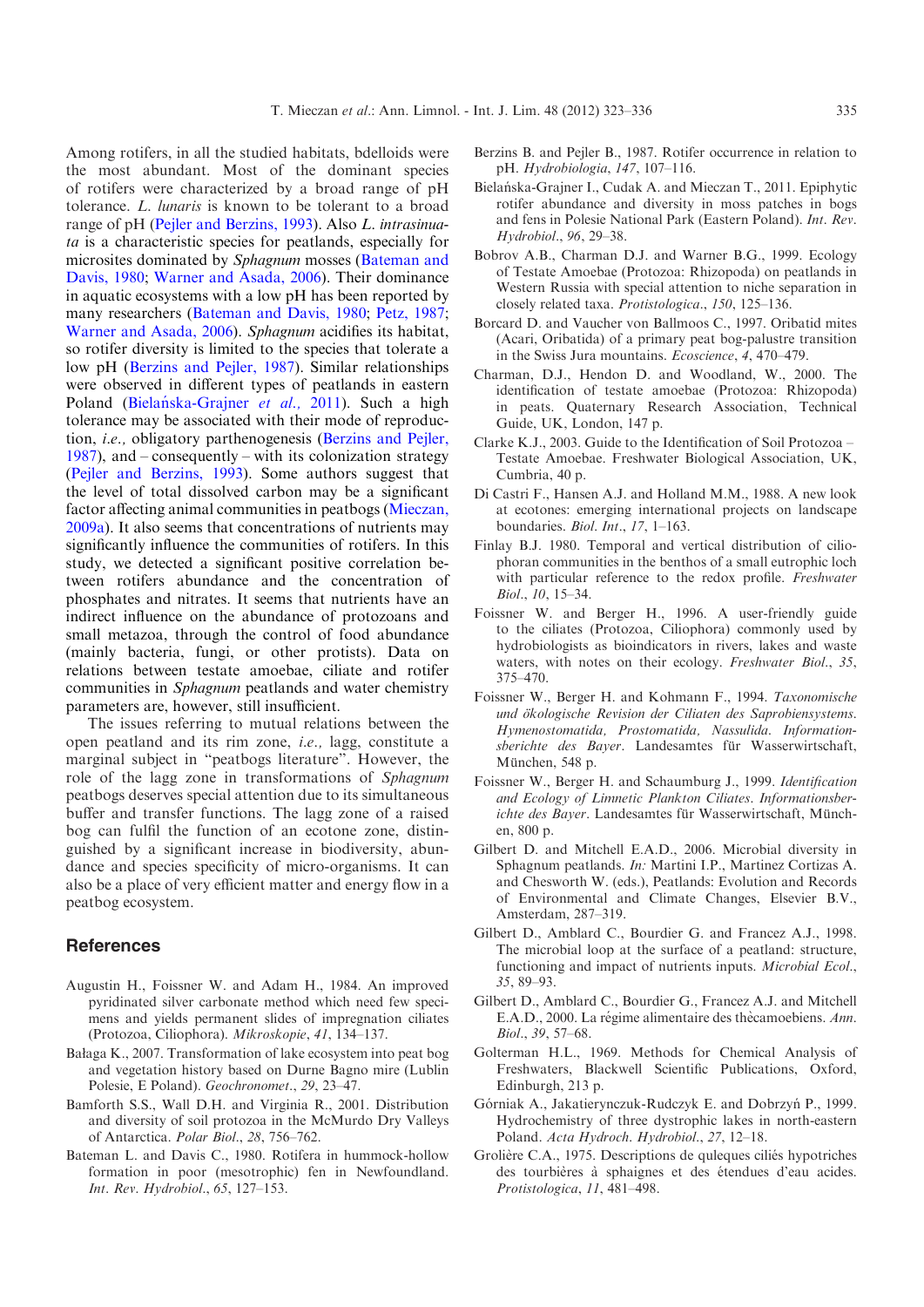Among rotifers, in all the studied habitats, bdelloids were the most abundant. Most of the dominant species of rotifers were characterized by a broad range of pH tolerance. *L. lunaris* is known to be tolerant to a broad range of pH (Pejler and Berzins, 1993). Also *L. intrasinuata* is a characteristic species for peatlands, especially for microsites dominated by *Sphagnum* mosses (Bateman and Davis, 1980; Warner and Asada, 2006). Their dominance in aquatic ecosystems with a low pH has been reported by many researchers (Bateman and Davis, 1980; Petz, 1987; Warner and Asada, 2006). *Sphagnum* acidifies its habitat, so rotifer diversity is limited to the species that tolerate a low pH (Berzins and Pejler, 1987). Similar relationships were observed in different types of peatlands in eastern Poland (Bielańska-Grajner *et al.,* 2011). Such a high tolerance may be associated with their mode of reproduction, *i.e.,* obligatory parthenogenesis (Berzins and Pejler, 1987), and – consequently – with its colonization strategy (Pejler and Berzins, 1993). Some authors suggest that the level of total dissolved carbon may be a significant factor affecting animal communities in peatbogs (Mieczan, 2009a). It also seems that concentrations of nutrients may significantly influence the communities of rotifers. In this study, we detected a significant positive correlation between rotifers abundance and the concentration of phosphates and nitrates. It seems that nutrients have an indirect influence on the abundance of protozoans and small metazoa, through the control of food abundance (mainly bacteria, fungi, or other protists). Data on relations between testate amoebae, ciliate and rotifer communities in *Sphagnum* peatlands and water chemistry parameters are, however, still insufficient.

The issues referring to mutual relations between the open peatland and its rim zone, *i.e.,* lagg, constitute a marginal subject in "peatbogs literature". However, the role of the lagg zone in transformations of *Sphagnum* peatbogs deserves special attention due to its simultaneous buffer and transfer functions. The lagg zone of a raised bog can fulfil the function of an ecotone zone, distinguished by a significant increase in biodiversity, abundance and species specificity of micro-organisms. It can also be a place of very efficient matter and energy flow in a peatbog ecosystem.

## References

Augustin H., Foissner W. and Adam H., 1984. An improved pyridinated silver carbonate method which need few specimens and yields permanent slides of impregnation ciliates (Protozoa, Ciliophora). *Mikroskopie*, *41*, 134–137.

Bałaga K., 2007. Transformation of lake ecosystem into peat bog and vegetation history based on Durne Bagno mire (Lublin Polesie, E Poland). *Geochronomet*., *29*, 23–47.

Bamforth S.S., Wall D.H. and Virginia R., 2001. Distribution and diversity of soil protozoa in the McMurdo Dry Valleys of Antarctica. *Polar Biol*., *28*, 756–762.

Bateman L. and Davis C., 1980. Rotifera in hummock-hollow formation in poor (mesotrophic) fen in Newfoundland. *Int. Rev. Hydrobiol*., *65*, 127–153.

Berzins B. and Pejler B., 1987. Rotifer occurrence in relation to pH. *Hydrobiologia*, *147*, 107–116.

Bielańska-Grajner I., Cudak A. and Mieczan T., 2011. Epiphytic rotifer abundance and diversity in moss patches in bogs and fens in Polesie National Park (Eastern Poland). *Int. Rev. Hydrobiol*., *96*, 29–38.

Bobrov A.B., Charman D.J. and Warner B.G., 1999. Ecology of Testate Amoebae (Protozoa: Rhizopoda) on peatlands in Western Russia with special attention to niche separation in closely related taxa. *Protistologica*., *150*, 125–136.

Borcard D. and Vaucher von Ballmoos C., 1997. Oribatid mites (Acari, Oribatida) of a primary peat bog-palustre transition in the Swiss Jura mountains. *Ecoscience*, *4*, 470–479.

Charman, D.J., Hendon D. and Woodland, W., 2000. The identification of testate amoebae (Protozoa: Rhizopoda) in peats. Quaternary Research Association, Technical Guide, UK, London, 147 p.

Clarke K.J., 2003. Guide to the Identification of Soil Protozoa – Testate Amoebae. Freshwater Biological Association, UK, Cumbria, 40 p.

Di Castri F., Hansen A.J. and Holland M.M., 1988. A new look at ecotones: emerging international projects on landscape boundaries. *Biol. Int*., *17*, 1–163.

Finlay B.J. 1980. Temporal and vertical distribution of ciliophoran communities in the benthos of a small eutrophic loch with particular reference to the redox profile. *Freshwater Biol*., *10*, 15–34.

Foissner W. and Berger H., 1996. A user-friendly guide to the ciliates (Protozoa, Ciliophora) commonly used by hydrobiologists as bioindicators in rivers, lakes and waste waters, with notes on their ecology. *Freshwater Biol*., *35*, 375–470.

Foissner W., Berger H. and Kohmann F., 1994. *Taxonomische und ökologische Revision der Ciliaten des Saprobiensystems. Hymenostomatida, Prostomatida, Nassulida. Informationsberichte des Bayer*. Landesamtes für Wasserwirtschaft, München, 548 p.

Foissner W., Berger H. and Schaumburg J., 1999. *Identification and Ecology of Limnetic Plankton Ciliates. Informationsberichte des Bayer*. Landesamtes für Wasserwirtschaft, München, 800 p.

Gilbert D. and Mitchell E.A.D., 2006. Microbial diversity in Sphagnum peatlands. *In:* Martini I.P., Martinez Cortizas A. and Chesworth W. (eds.), Peatlands: Evolution and Records of Environmental and Climate Changes, Elsevier B.V., Amsterdam, 287–319.

Gilbert D., Amblard C., Bourdier G. and Francez A.J., 1998. The microbial loop at the surface of a peatland: structure, functioning and impact of nutrients inputs. *Microbial Ecol*., *35*, 89–93.

Gilbert D., Amblard C., Bourdier G., Francez A.J. and Mitchell E.A.D., 2000. La régime alimentaire des thècamoebiens. *Ann. Biol*., *39*, 57–68.

Golterman H.L., 1969. Methods for Chemical Analysis of Freshwaters, Blackwell Scientific Publications, Oxford, Edinburgh, 213 p.

Górniak A., Jakatierynczuk-Rudczyk E. and Dobrzyń P., 1999. Hydrochemistry of three dystrophic lakes in north-eastern Poland. *Acta Hydroch. Hydrobiol*., *27*, 12–18.

Grolière C.A., 1975. Descriptions de quleques ciliés hypotriches des tourbières à sphaignes et des étendues d'eau acides. *Protistologica*, *11*, 481–498.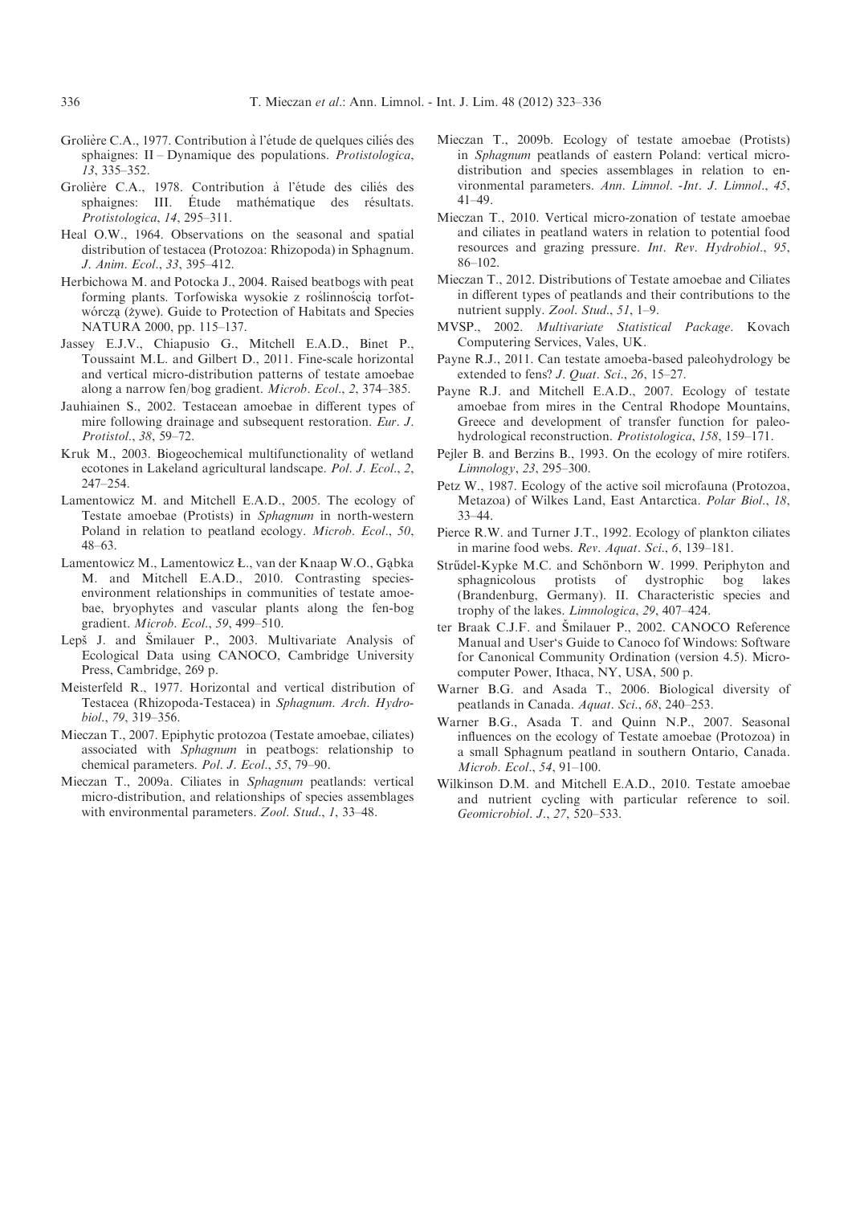Grolière C.A., 1977. Contribution à l'étude de quelques ciliés des sphaignes: II – Dynamique des populations. *Protistologica*, *13*, 335–352.

Grolière C.A., 1978. Contribution à l'étude des ciliés des sphaignes: III. Étude mathématique des résultats. *Protistologica*, *14*, 295–311.

Heal O.W., 1964. Observations on the seasonal and spatial distribution of testacea (Protozoa: Rhizopoda) in Sphagnum. *J. Anim. Ecol.*, *33*, 395–412.

Herbichowa M. and Potocka J., 2004. Raised beatbogs with peat forming plants. Torfowiska wysokie z roślinnością torfotwórczą (żywe). Guide to Protection of Habitats and Species NATURA 2000, pp. 115–137.

Jassey E.J.V., Chiapusio G., Mitchell E.A.D., Binet P., Toussaint M.L. and Gilbert D., 2011. Fine-scale horizontal and vertical micro-distribution patterns of testate amoebae along a narrow fen/bog gradient. *Microb. Ecol.*, *2*, 374–385.

Jauhiainen S., 2002. Testacean amoebae in different types of mire following drainage and subsequent restoration. *Eur. J. Protistol.*, *38*, 59–72.

Kruk M., 2003. Biogeochemical multifunctionality of wetland ecotones in Lakeland agricultural landscape. *Pol. J. Ecol.*, *2*, 247–254.

Lamentowicz M. and Mitchell E.A.D., 2005. The ecology of Testate amoebae (Protists) in *Sphagnum* in north-western Poland in relation to peatland ecology. *Microb. Ecol.*, *50*, 48–63.

Lamentowicz M., Lamentowicz Ł., van der Knaap W.O., Gąbka M. and Mitchell E.A.D., 2010. Contrasting species-environment relationships in communities of testate amoebae, bryophytes and vascular plants along the fen-bog gradient. *Microb. Ecol.*, *59*, 499–510.

Lepš J. and Šmilauer P., 2003. Multivariate Analysis of Ecological Data using CANOCO, Cambridge University Press, Cambridge, 269 p.

Meisterfeld R., 1977. Horizontal and vertical distribution of Testacea (Rhizopoda-Testacea) in *Sphagnum*. *Arch. Hydrobiol.*, *79*, 319–356.

Mieczan T., 2007. Epiphytic protozoa (Testate amoebae, ciliates) associated with *Sphagnum* in peatbogs: relationship to chemical parameters. *Pol. J. Ecol.*, *55*, 79–90.

Mieczan T., 2009a. Ciliates in *Sphagnum* peatlands: vertical micro-distribution, and relationships of species assemblages with environmental parameters. *Zool. Stud.*, *1*, 33–48.

Mieczan T., 2009b. Ecology of testate amoebae (Protists) in *Sphagnum* peatlands of eastern Poland: vertical micro-distribution and species assemblages in relation to environmental parameters. *Ann. Limnol. -Int. J. Limnol.*, *45*, 41–49.

Mieczan T., 2010. Vertical micro-zonation of testate amoebae and ciliates in peatland waters in relation to potential food resources and grazing pressure. *Int. Rev. Hydrobiol.*, *95*, 86–102.

Mieczan T., 2012. Distributions of Testate amoebae and Ciliates in different types of peatlands and their contributions to the nutrient supply. *Zool. Stud.*, *51*, 1–9.

MVSP., 2002. *Multivariate Statistical Package*. Kovach Computering Services, Vales, UK.

Payne R.J., 2011. Can testate amoeba-based paleohydrology be extended to fens? *J. Quat. Sci.*, *26*, 15–27.

Payne R.J. and Mitchell E.A.D., 2007. Ecology of testate amoebae from mires in the Central Rhodope Mountains, Greece and development of transfer function for paleohydrological reconstruction. *Protistologica*, *158*, 159–171.

Pejler B. and Berzins B., 1993. On the ecology of mire rotifers. *Limnology*, *23*, 295–300.

Petz W., 1987. Ecology of the active soil microfauna (Protozoa, Metazoa) of Wilkes Land, East Antarctica. *Polar Biol.*, *18*, 33–44.

Pierce R.W. and Turner J.T., 1992. Ecology of plankton ciliates in marine food webs. *Rev. Aquat. Sci.*, *6*, 139–181.

Strűdel-Kypke M.C. and Schönborn W. 1999. Periphyton and sphagnicolous protists of dystrophic bog lakes (Brandenburg, Germany). II. Characteristic species and trophy of the lakes. *Limnologica*, *29*, 407–424.

ter Braak C.J.F. and Šmilauer P., 2002. CANOCO Reference Manual and User's Guide to Canoco fof Windows: Software for Canonical Community Ordination (version 4.5). Microcomputer Power, Ithaca, NY, USA, 500 p.

Warner B.G. and Asada T., 2006. Biological diversity of peatlands in Canada. *Aquat. Sci.*, *68*, 240–253.

Warner B.G., Asada T. and Quinn N.P., 2007. Seasonal influences on the ecology of Testate amoebae (Protozoa) in a small Sphagnum peatland in southern Ontario, Canada. *Microb. Ecol.*, *54*, 91–100.

Wilkinson D.M. and Mitchell E.A.D., 2010. Testate amoebae and nutrient cycling with particular reference to soil. *Geomicrobiol. J.*, *27*, 520–533.